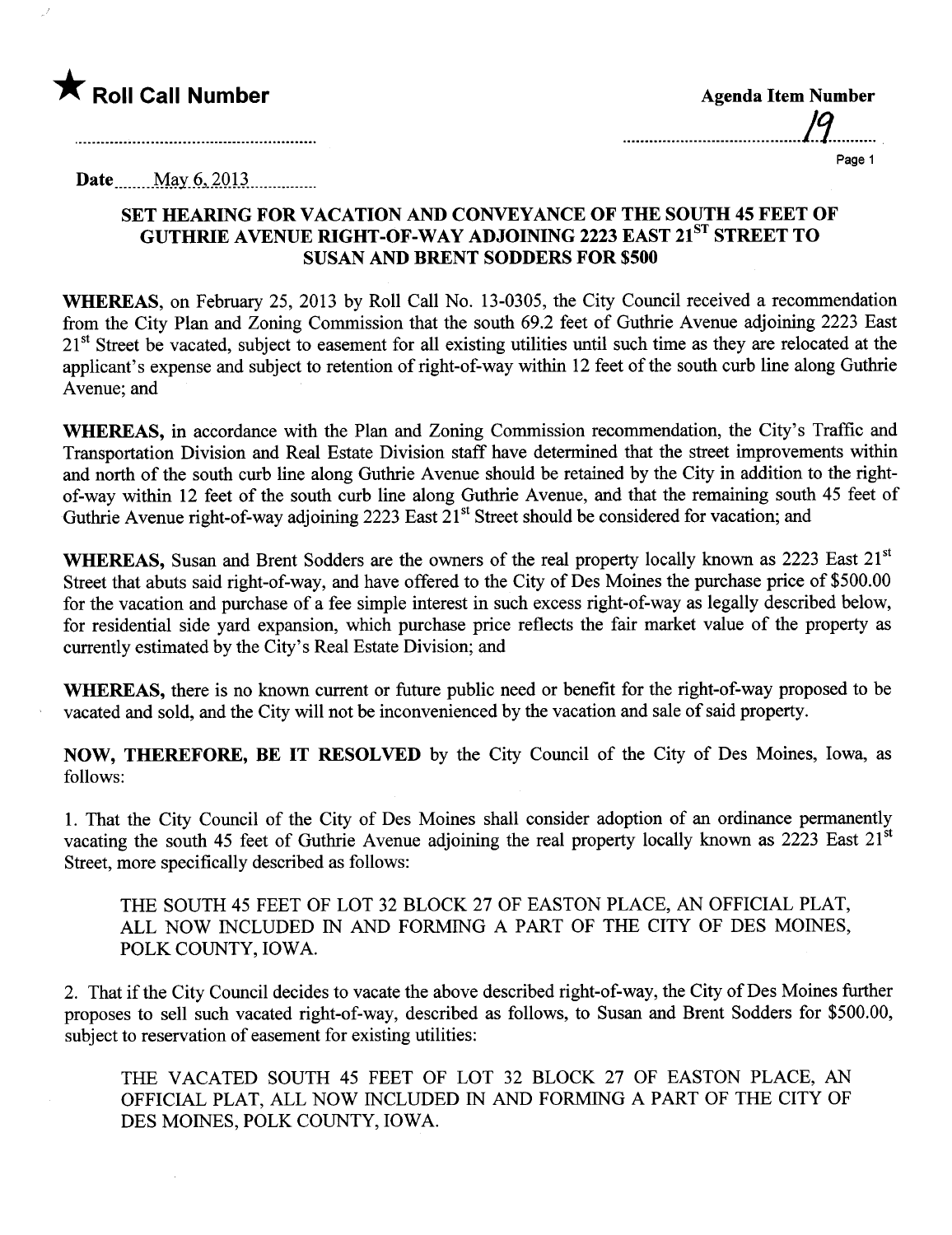★ **Roll Call Number**

..........................................................

**Agenda Item Number**

19

**Date** May 6, 2013

## SET HEARING FOR VACATION AND CONVEYANCE OF THE SOUTH 45 FEET OF GUTHRIE AVENUE RIGHT-OF-WAY ADJOINING 2223 EAST 21ST STREET TO SUSAN AND BRENT SODDERS FOR $500

**WHEREAS,** on February 25, 2013 by Roll Call No. 13-0305, the City Council received a recommendation from the City Plan and Zoning Commission that the south 69.2 feet of Guthrie Avenue adjoining 2223 East 21st Street be vacated, subject to easement for all existing utilities until such time as they are relocated at the applicant's expense and subject to retention of right-of-way within 12 feet of the south curb line along Guthrie Avenue; and

**WHEREAS,** in accordance with the Plan and Zoning Commission recommendation, the City's Traffic and Transportation Division and Real Estate Division staff have determined that the street improvements within and north of the south curb line along Guthrie Avenue should be retained by the City in addition to the right-of-way within 12 feet of the south curb line along Guthrie Avenue, and that the remaining south 45 feet of Guthrie Avenue right-of-way adjoining 2223 East 21st Street should be considered for vacation; and

**WHEREAS,** Susan and Brent Sodders are the owners of the real property locally known as 2223 East 21st Street that abuts said right-of-way, and have offered to the City of Des Moines the purchase price of $500.00 for the vacation and purchase of a fee simple interest in such excess right-of-way as legally described below, for residential side yard expansion, which purchase price reflects the fair market value of the property as currently estimated by the City's Real Estate Division; and

**WHEREAS,** there is no known current or future public need or benefit for the right-of-way proposed to be vacated and sold, and the City will not be inconvenienced by the vacation and sale of said property.

**NOW, THEREFORE, BE IT RESOLVED** by the City Council of the City of Des Moines, Iowa, as follows:

1. That the City Council of the City of Des Moines shall consider adoption of an ordinance permanently vacating the south 45 feet of Guthrie Avenue adjoining the real property locally known as 2223 East 21st Street, more specifically described as follows:

   THE SOUTH 45 FEET OF LOT 32 BLOCK 27 OF EASTON PLACE, AN OFFICIAL PLAT, ALL NOW INCLUDED IN AND FORMING A PART OF THE CITY OF DES MOINES, POLK COUNTY, IOWA.

2. That if the City Council decides to vacate the above described right-of-way, the City of Des Moines further proposes to sell such vacated right-of-way, described as follows, to Susan and Brent Sodders for $500.00, subject to reservation of easement for existing utilities:

   THE VACATED SOUTH 45 FEET OF LOT 32 BLOCK 27 OF EASTON PLACE, AN OFFICIAL PLAT, ALL NOW INCLUDED IN AND FORMING A PART OF THE CITY OF DES MOINES, POLK COUNTY, IOWA.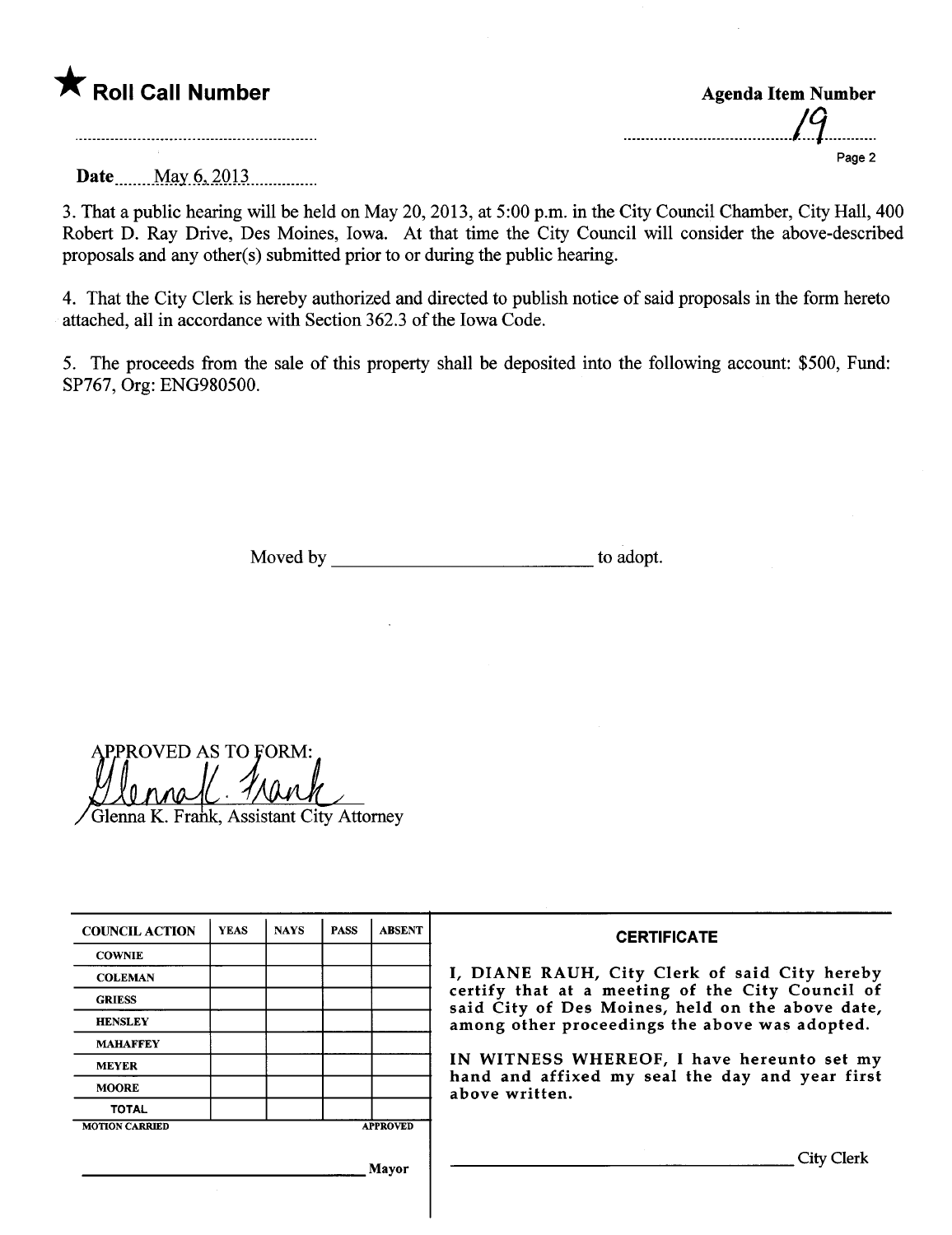★ **Roll Call Number**

**Agenda Item Number**

19

**Date** May 6, 2013

3. That a public hearing will be held on May 20, 2013, at 5:00 p.m. in the City Council Chamber, City Hall, 400 Robert D. Ray Drive, Des Moines, Iowa. At that time the City Council will consider the above-described proposals and any other(s) submitted prior to or during the public hearing.

4. That the City Clerk is hereby authorized and directed to publish notice of said proposals in the form hereto attached, all in accordance with Section 362.3 of the Iowa Code.

5. The proceeds from the sale of this property shall be deposited into the following account: $500, Fund: SP767, Org: ENG980500.

Moved by ____________________________ to adopt.

APPROVED AS TO FORM:

Glenna K. Frank, Assistant City Attorney

| COUNCIL ACTION | YEAS | NAYS | PASS | ABSENT |
|---|---|---|---|---|
| COWNIE | | | | |
| COLEMAN | | | | |
| GRIESS | | | | |
| HENSLEY | | | | |
| MAHAFFEY | | | | |
| MEYER | | | | |
| MOORE | | | | |
| TOTAL | | | | |
| MOTION CARRIED | | | | APPROVED |

____________________________ Mayor

**CERTIFICATE**

I, DIANE RAUH, City Clerk of said City hereby certify that at a meeting of the City Council of said City of Des Moines, held on the above date, among other proceedings the above was adopted.

IN WITNESS WHEREOF, I have hereunto set my hand and affixed my seal the day and year first above written.

____________________________ City Clerk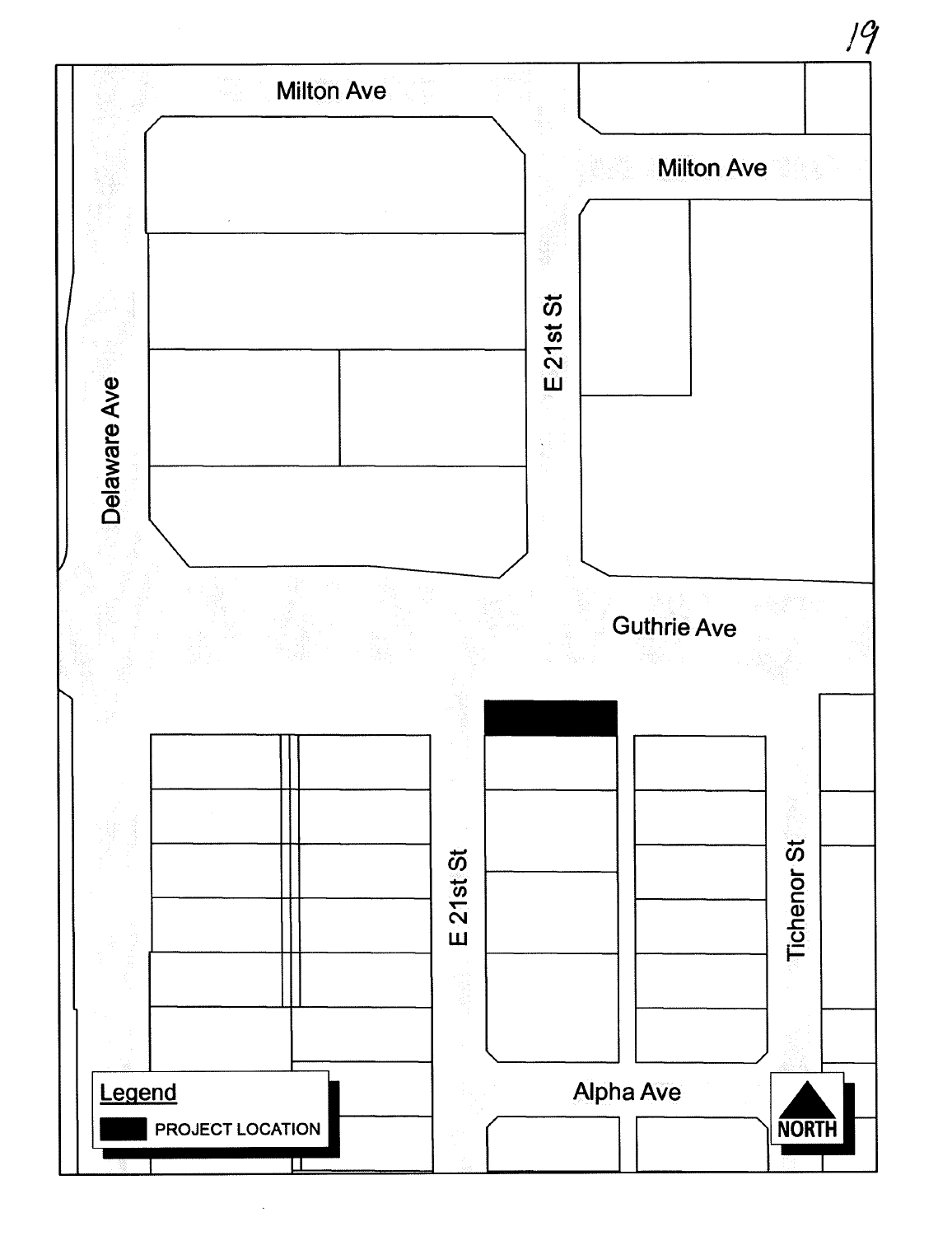Milton Ave

Milton Ave

E 21st St

Delaware Ave

Guthrie Ave

E 21st St

Tichenor St

Alpha Ave

Legend

PROJECT LOCATION

NORTH